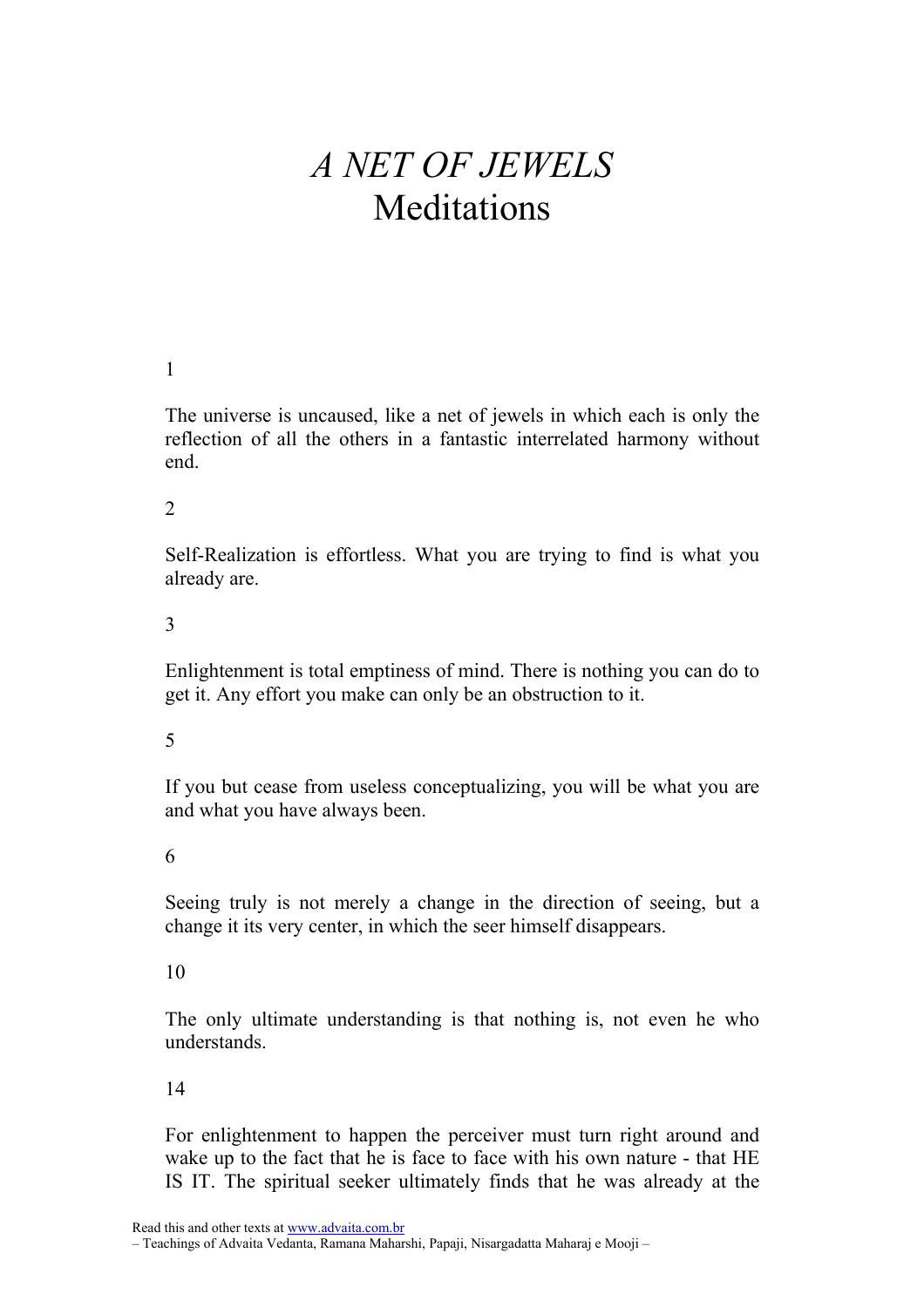# *A NET OF JEWELS*
## Meditations

1

The universe is uncaused, like a net of jewels in which each is only the reflection of all the others in a fantastic interrelated harmony without end.

2

Self-Realization is effortless. What you are trying to find is what you already are.

3

Enlightenment is total emptiness of mind. There is nothing you can do to get it. Any effort you make can only be an obstruction to it.

5

If you but cease from useless conceptualizing, you will be what you are and what you have always been.

6

Seeing truly is not merely a change in the direction of seeing, but a change it its very center, in which the seer himself disappears.

10

The only ultimate understanding is that nothing is, not even he who understands.

14

For enlightenment to happen the perceiver must turn right around and wake up to the fact that he is face to face with his own nature - that HE IS IT. The spiritual seeker ultimately finds that he was already at the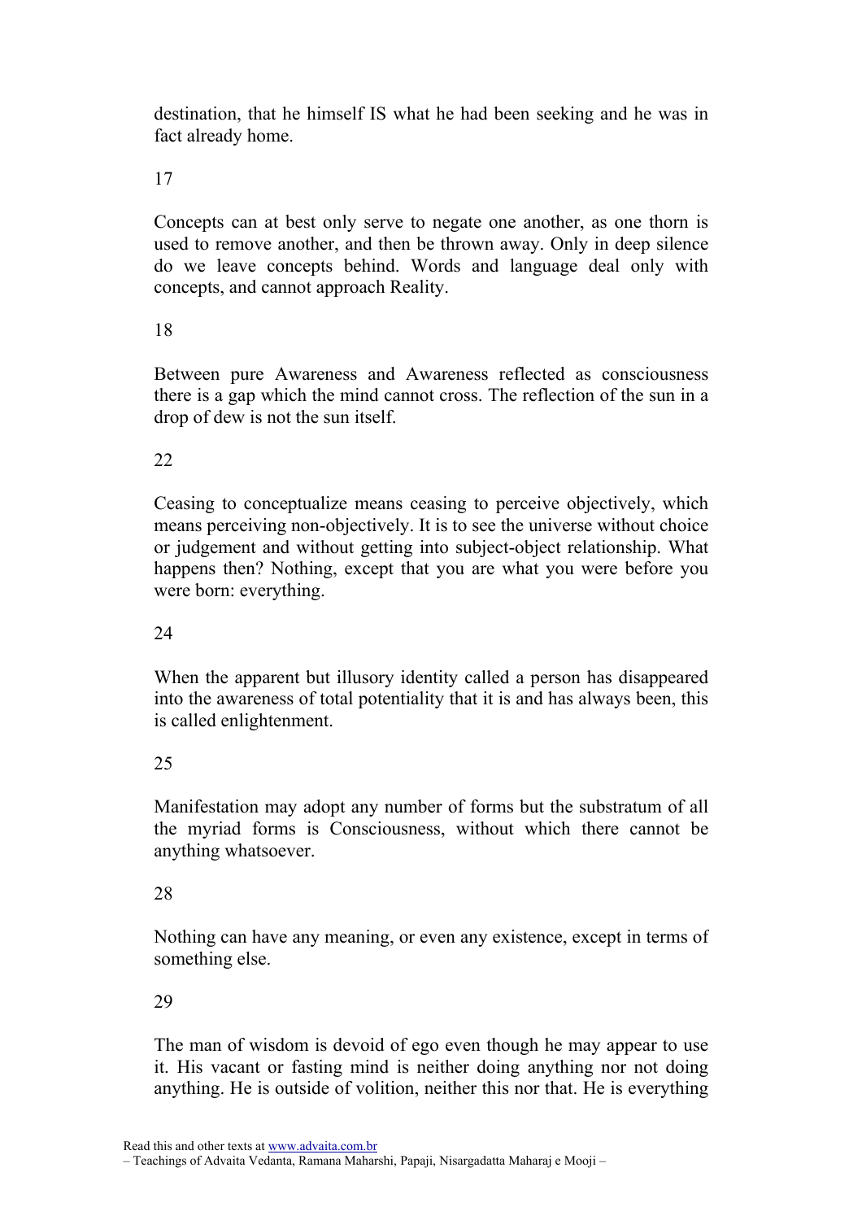destination, that he himself IS what he had been seeking and he was in fact already home.

17

Concepts can at best only serve to negate one another, as one thorn is used to remove another, and then be thrown away. Only in deep silence do we leave concepts behind. Words and language deal only with concepts, and cannot approach Reality.

18

Between pure Awareness and Awareness reflected as consciousness there is a gap which the mind cannot cross. The reflection of the sun in a drop of dew is not the sun itself.

22

Ceasing to conceptualize means ceasing to perceive objectively, which means perceiving non-objectively. It is to see the universe without choice or judgement and without getting into subject-object relationship. What happens then? Nothing, except that you are what you were before you were born: everything.

24

When the apparent but illusory identity called a person has disappeared into the awareness of total potentiality that it is and has always been, this is called enlightenment.

25

Manifestation may adopt any number of forms but the substratum of all the myriad forms is Consciousness, without which there cannot be anything whatsoever.

28

Nothing can have any meaning, or even any existence, except in terms of something else.

29

The man of wisdom is devoid of ego even though he may appear to use it. His vacant or fasting mind is neither doing anything nor not doing anything. He is outside of volition, neither this nor that. He is everything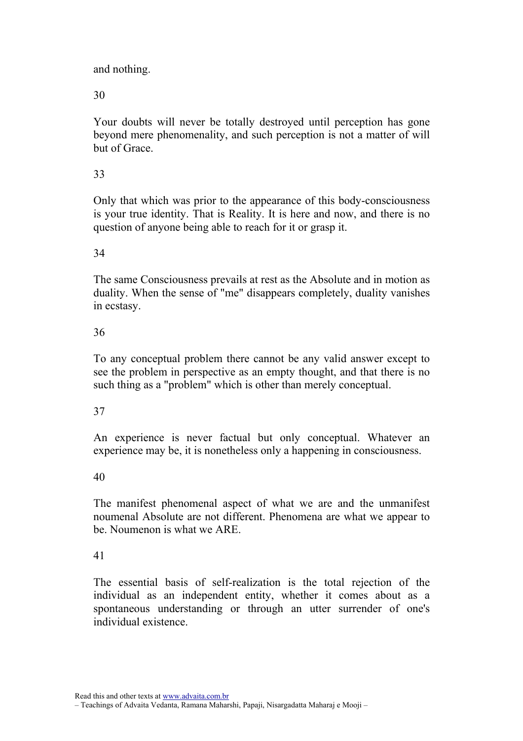and nothing.

30

Your doubts will never be totally destroyed until perception has gone beyond mere phenomenality, and such perception is not a matter of will but of Grace.

33

Only that which was prior to the appearance of this body-consciousness is your true identity. That is Reality. It is here and now, and there is no question of anyone being able to reach for it or grasp it.

34

The same Consciousness prevails at rest as the Absolute and in motion as duality. When the sense of "me" disappears completely, duality vanishes in ecstasy.

36

To any conceptual problem there cannot be any valid answer except to see the problem in perspective as an empty thought, and that there is no such thing as a "problem" which is other than merely conceptual.

37

An experience is never factual but only conceptual. Whatever an experience may be, it is nonetheless only a happening in consciousness.

40

The manifest phenomenal aspect of what we are and the unmanifest noumenal Absolute are not different. Phenomena are what we appear to be. Noumenon is what we ARE.

41

The essential basis of self-realization is the total rejection of the individual as an independent entity, whether it comes about as a spontaneous understanding or through an utter surrender of one's individual existence.